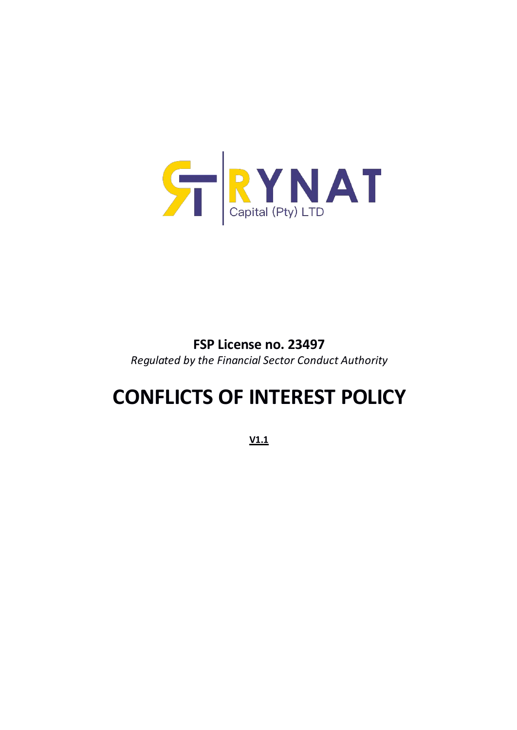RYNAT

Capital (Pty) LTD

**FSP License no. 23497**

*Regulated by the Financial Sector Conduct Authority*

# CONFLICTS OF INTEREST POLICY

**V1.1**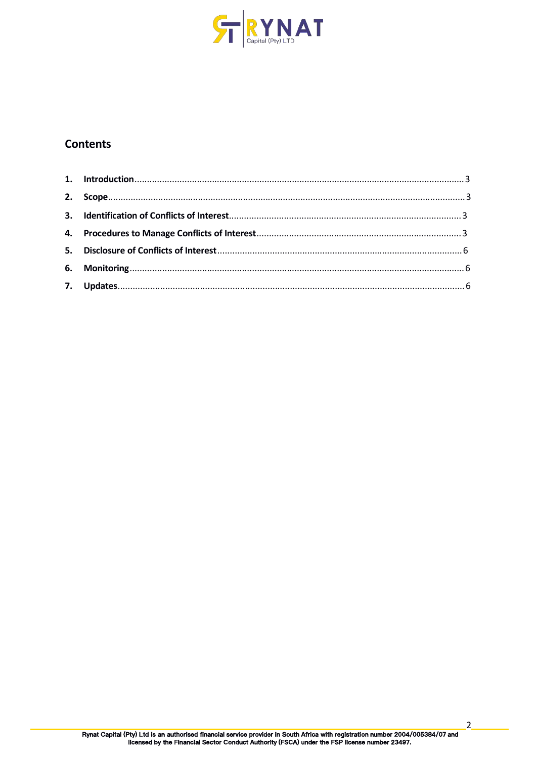## Contents

1. **Introduction** .......... 3
2. **Scope** .......... 3
3. **Identification of Conflicts of Interest** .......... 3
4. **Procedures to Manage Conflicts of Interest** .......... 3
5. **Disclosure of Conflicts of Interest** .......... 6
6. **Monitoring** .......... 6
7. **Updates** .......... 6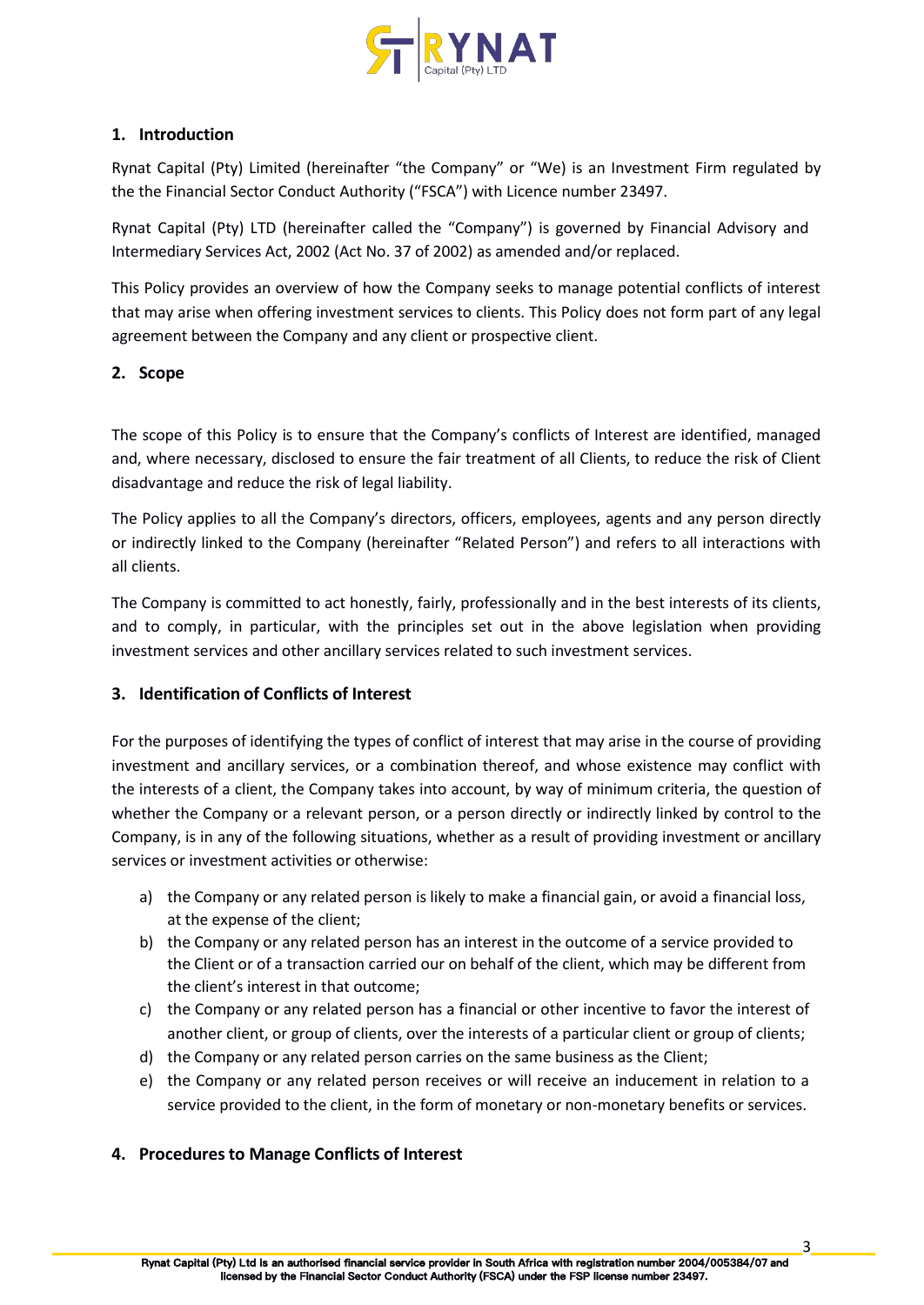## 1. Introduction

Rynat Capital (Pty) Limited (hereinafter "the Company" or "We) is an Investment Firm regulated by the the Financial Sector Conduct Authority ("FSCA") with Licence number 23497.

Rynat Capital (Pty) LTD (hereinafter called the "Company") is governed by Financial Advisory and Intermediary Services Act, 2002 (Act No. 37 of 2002) as amended and/or replaced.

This Policy provides an overview of how the Company seeks to manage potential conflicts of interest that may arise when offering investment services to clients. This Policy does not form part of any legal agreement between the Company and any client or prospective client.

## 2. Scope

The scope of this Policy is to ensure that the Company's conflicts of Interest are identified, managed and, where necessary, disclosed to ensure the fair treatment of all Clients, to reduce the risk of Client disadvantage and reduce the risk of legal liability.

The Policy applies to all the Company's directors, officers, employees, agents and any person directly or indirectly linked to the Company (hereinafter "Related Person") and refers to all interactions with all clients.

The Company is committed to act honestly, fairly, professionally and in the best interests of its clients, and to comply, in particular, with the principles set out in the above legislation when providing investment services and other ancillary services related to such investment services.

## 3. Identification of Conflicts of Interest

For the purposes of identifying the types of conflict of interest that may arise in the course of providing investment and ancillary services, or a combination thereof, and whose existence may conflict with the interests of a client, the Company takes into account, by way of minimum criteria, the question of whether the Company or a relevant person, or a person directly or indirectly linked by control to the Company, is in any of the following situations, whether as a result of providing investment or ancillary services or investment activities or otherwise:

a) the Company or any related person is likely to make a financial gain, or avoid a financial loss, at the expense of the client;
b) the Company or any related person has an interest in the outcome of a service provided to the Client or of a transaction carried our on behalf of the client, which may be different from the client's interest in that outcome;
c) the Company or any related person has a financial or other incentive to favor the interest of another client, or group of clients, over the interests of a particular client or group of clients;
d) the Company or any related person carries on the same business as the Client;
e) the Company or any related person receives or will receive an inducement in relation to a service provided to the client, in the form of monetary or non-monetary benefits or services.

## 4. Procedures to Manage Conflicts of Interest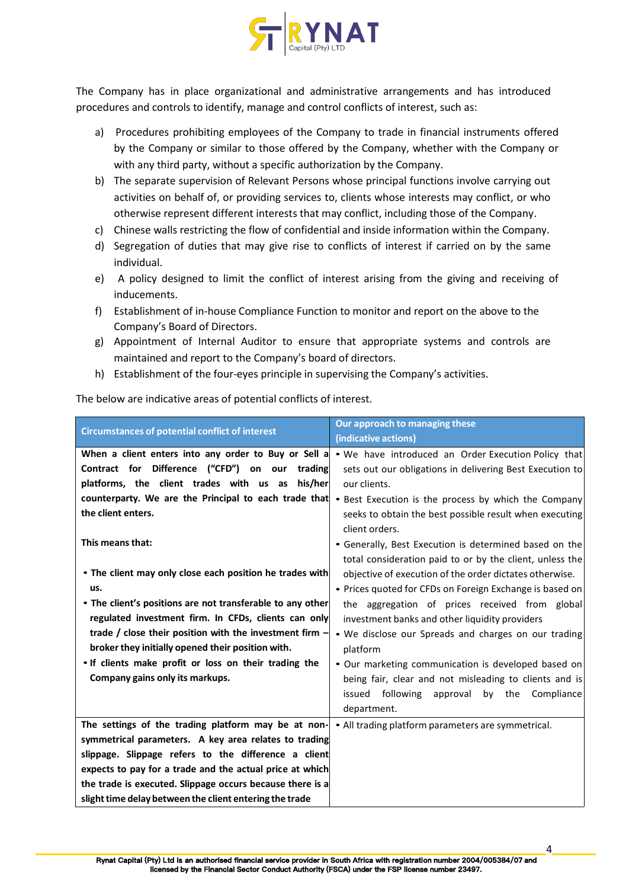The Company has in place organizational and administrative arrangements and has introduced procedures and controls to identify, manage and control conflicts of interest, such as:

a) Procedures prohibiting employees of the Company to trade in financial instruments offered by the Company or similar to those offered by the Company, whether with the Company or with any third party, without a specific authorization by the Company.
b) The separate supervision of Relevant Persons whose principal functions involve carrying out activities on behalf of, or providing services to, clients whose interests may conflict, or who otherwise represent different interests that may conflict, including those of the Company.
c) Chinese walls restricting the flow of confidential and inside information within the Company.
d) Segregation of duties that may give rise to conflicts of interest if carried on by the same individual.
e) A policy designed to limit the conflict of interest arising from the giving and receiving of inducements.
f) Establishment of in-house Compliance Function to monitor and report on the above to the Company's Board of Directors.
g) Appointment of Internal Auditor to ensure that appropriate systems and controls are maintained and report to the Company's board of directors.
h) Establishment of the four-eyes principle in supervising the Company's activities.

The below are indicative areas of potential conflicts of interest.

| Circumstances of potential conflict of interest | Our approach to managing these (indicative actions) |
|---|---|
| **When a client enters into any order to Buy or Sell a Contract for Difference ("CFD") on our trading platforms, the client trades with us as his/her counterparty. We are the Principal to each trade that the client enters.**<br><br>**This means that:**<br><br>• **The client may only close each position he trades with us.**<br>• **The client's positions are not transferable to any other regulated investment firm. In CFDs, clients can only trade / close their position with the investment firm – broker they initially opened their position with.**<br>• **If clients make profit or loss on their trading the Company gains only its markups.** | • We have introduced an Order Execution Policy that sets out our obligations in delivering Best Execution to our clients.<br>• Best Execution is the process by which the Company seeks to obtain the best possible result when executing client orders.<br>• Generally, Best Execution is determined based on the total consideration paid to or by the client, unless the objective of execution of the order dictates otherwise.<br>• Prices quoted for CFDs on Foreign Exchange is based on the aggregation of prices received from global investment banks and other liquidity providers<br>• We disclose our Spreads and charges on our trading platform<br>• Our marketing communication is developed based on being fair, clear and not misleading to clients and is issued following approval by the Compliance department. |
| **The settings of the trading platform may be at non-symmetrical parameters. A key area relates to trading slippage. Slippage refers to the difference a client expects to pay for a trade and the actual price at which the trade is executed. Slippage occurs because there is a slight time delay between the client entering the trade** | • All trading platform parameters are symmetrical. |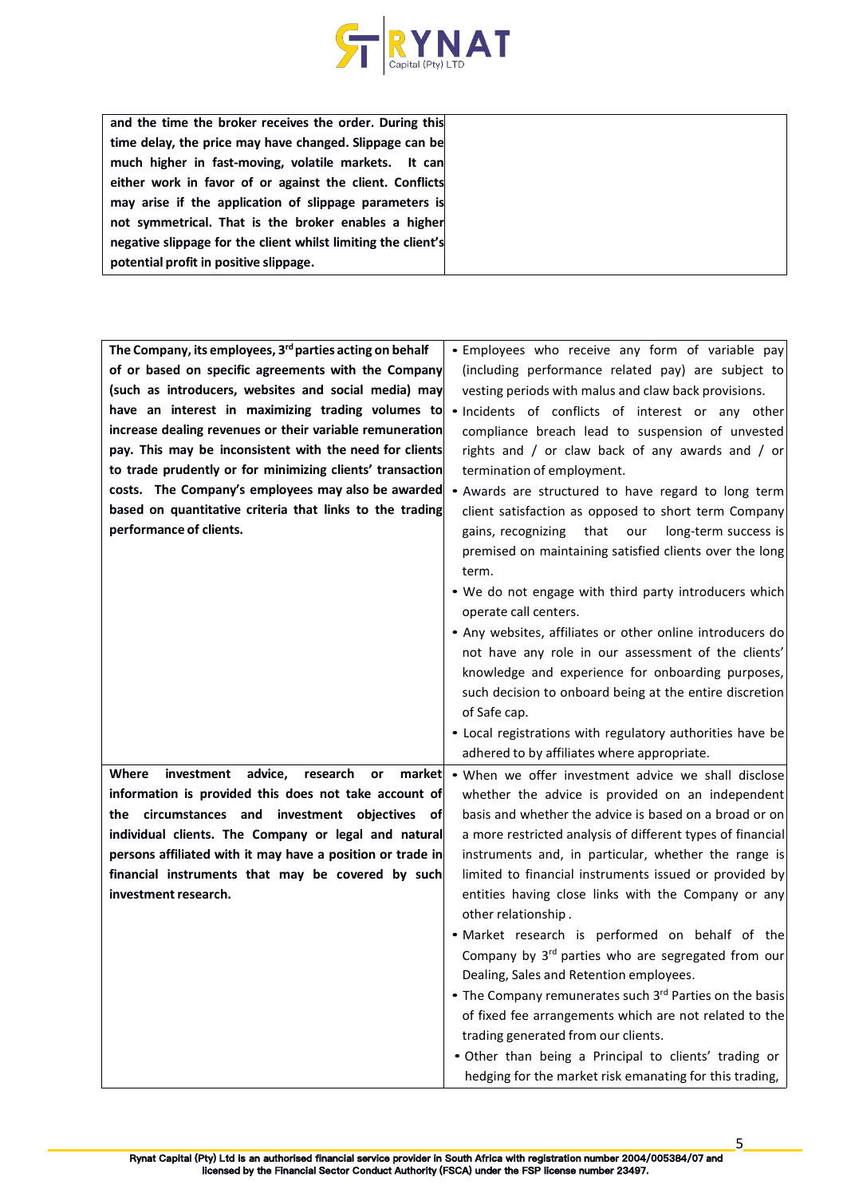| **and the time the broker receives the order. During this time delay, the price may have changed. Slippage can be much higher in fast-moving, volatile markets. It can either work in favor of or against the client. Conflicts may arise if the application of slippage parameters is not symmetrical. That is the broker enables a higher negative slippage for the client whilst limiting the client's potential profit in positive slippage.** | |
|---|---|

| | |
|---|---|
| **The Company, its employees, 3rd parties acting on behalf of or based on specific agreements with the Company (such as introducers, websites and social media) may have an interest in maximizing trading volumes to increase dealing revenues or their variable remuneration pay. This may be inconsistent with the need for clients to trade prudently or for minimizing clients' transaction costs. The Company's employees may also be awarded based on quantitative criteria that links to the trading performance of clients.** | • Employees who receive any form of variable pay (including performance related pay) are subject to vesting periods with malus and claw back provisions.<br>• Incidents of conflicts of interest or any other compliance breach lead to suspension of unvested rights and / or claw back of any awards and / or termination of employment.<br>• Awards are structured to have regard to long term client satisfaction as opposed to short term Company gains, recognizing that our long-term success is premised on maintaining satisfied clients over the long term.<br>• We do not engage with third party introducers which operate call centers.<br>• Any websites, affiliates or other online introducers do not have any role in our assessment of the clients' knowledge and experience for onboarding purposes, such decision to onboard being at the entire discretion of Safe cap.<br>• Local registrations with regulatory authorities have be adhered to by affiliates where appropriate. |
| **Where investment advice, research or market information is provided this does not take account of the circumstances and investment objectives of individual clients. The Company or legal and natural persons affiliated with it may have a position or trade in financial instruments that may be covered by such investment research.** | • When we offer investment advice we shall disclose whether the advice is provided on an independent basis and whether the advice is based on a broad or on a more restricted analysis of different types of financial instruments and, in particular, whether the range is limited to financial instruments issued or provided by entities having close links with the Company or any other relationship.<br>• Market research is performed on behalf of the Company by 3rd parties who are segregated from our Dealing, Sales and Retention employees.<br>• The Company remunerates such 3rd Parties on the basis of fixed fee arrangements which are not related to the trading generated from our clients.<br>• Other than being a Principal to clients' trading or hedging for the market risk emanating for this trading, |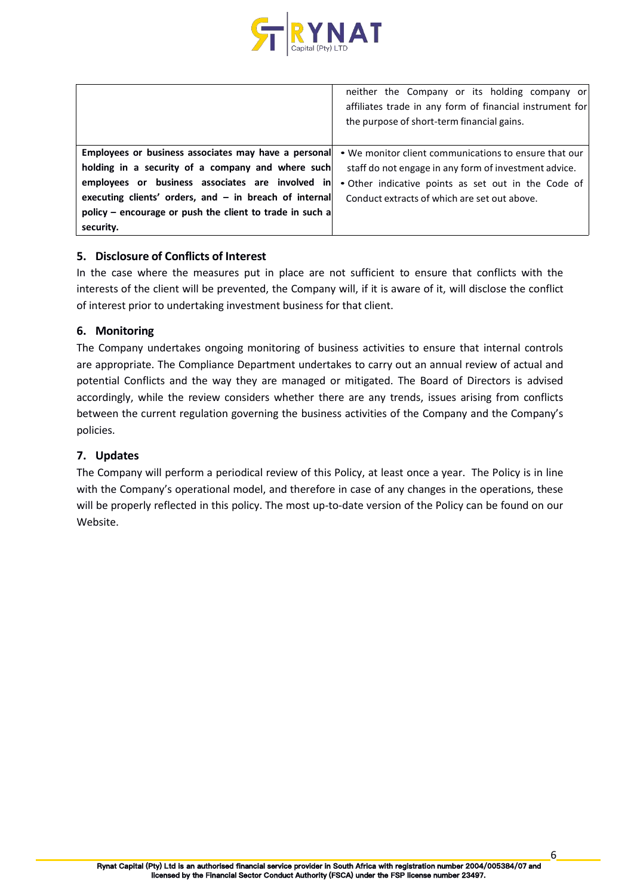| | |
|---|---|
| | neither the Company or its holding company or affiliates trade in any form of financial instrument for the purpose of short-term financial gains. |
| **Employees or business associates may have a personal holding in a security of a company and where such employees or business associates are involved in executing clients' orders, and – in breach of internal policy – encourage or push the client to trade in such a security.** | • We monitor client communications to ensure that our staff do not engage in any form of investment advice.<br>• Other indicative points as set out in the Code of Conduct extracts of which are set out above. |

## 5. Disclosure of Conflicts of Interest

In the case where the measures put in place are not sufficient to ensure that conflicts with the interests of the client will be prevented, the Company will, if it is aware of it, will disclose the conflict of interest prior to undertaking investment business for that client.

## 6. Monitoring

The Company undertakes ongoing monitoring of business activities to ensure that internal controls are appropriate. The Compliance Department undertakes to carry out an annual review of actual and potential Conflicts and the way they are managed or mitigated. The Board of Directors is advised accordingly, while the review considers whether there are any trends, issues arising from conflicts between the current regulation governing the business activities of the Company and the Company's policies.

## 7. Updates

The Company will perform a periodical review of this Policy, at least once a year. The Policy is in line with the Company's operational model, and therefore in case of any changes in the operations, these will be properly reflected in this policy. The most up-to-date version of the Policy can be found on our Website.